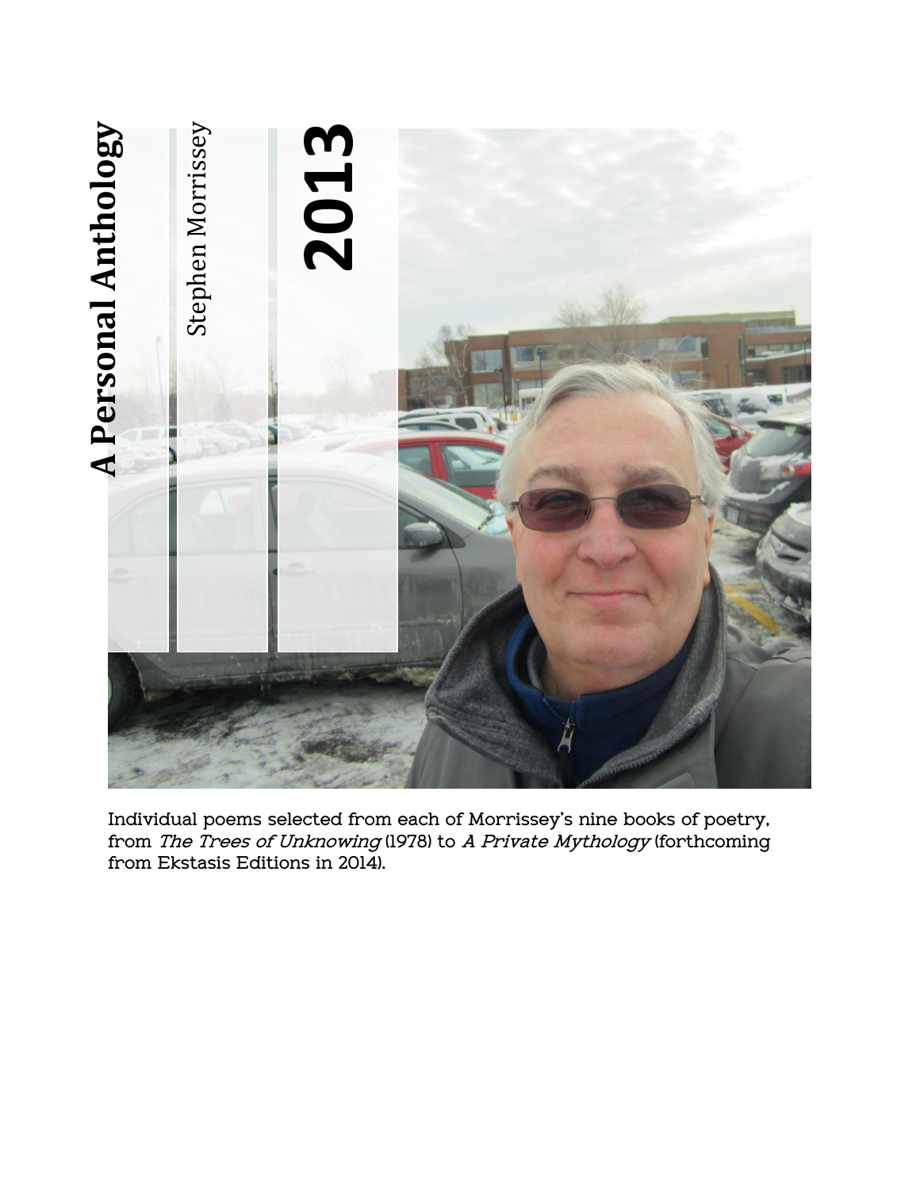# A Personal Anthology

## Stephen Morrissey

## 2013

Individual poems selected from each of Morrissey's nine books of poetry, from *The Trees of Unknowing* (1978) to *A Private Mythology* (forthcoming from Ekstasis Editions in 2014).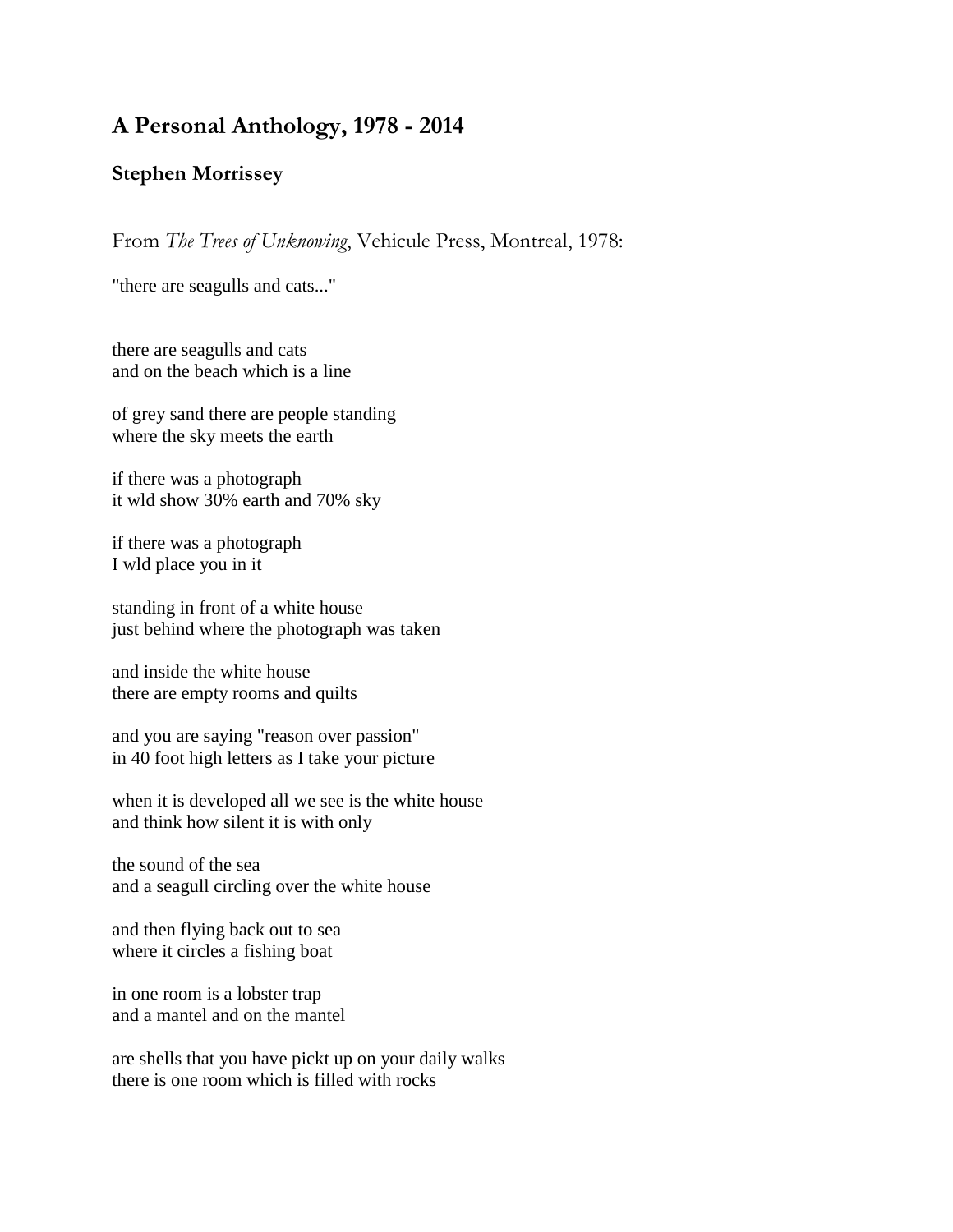## A Personal Anthology, 1978 - 2014

### Stephen Morrissey

From *The Trees of Unknowing*, Vehicule Press, Montreal, 1978:

"there are seagulls and cats..."

there are seagulls and cats
and on the beach which is a line

of grey sand there are people standing
where the sky meets the earth

if there was a photograph
it wld show 30% earth and 70% sky

if there was a photograph
I wld place you in it

standing in front of a white house
just behind where the photograph was taken

and inside the white house
there are empty rooms and quilts

and you are saying "reason over passion"
in 40 foot high letters as I take your picture

when it is developed all we see is the white house
and think how silent it is with only

the sound of the sea
and a seagull circling over the white house

and then flying back out to sea
where it circles a fishing boat

in one room is a lobster trap
and a mantel and on the mantel

are shells that you have pickt up on your daily walks
there is one room which is filled with rocks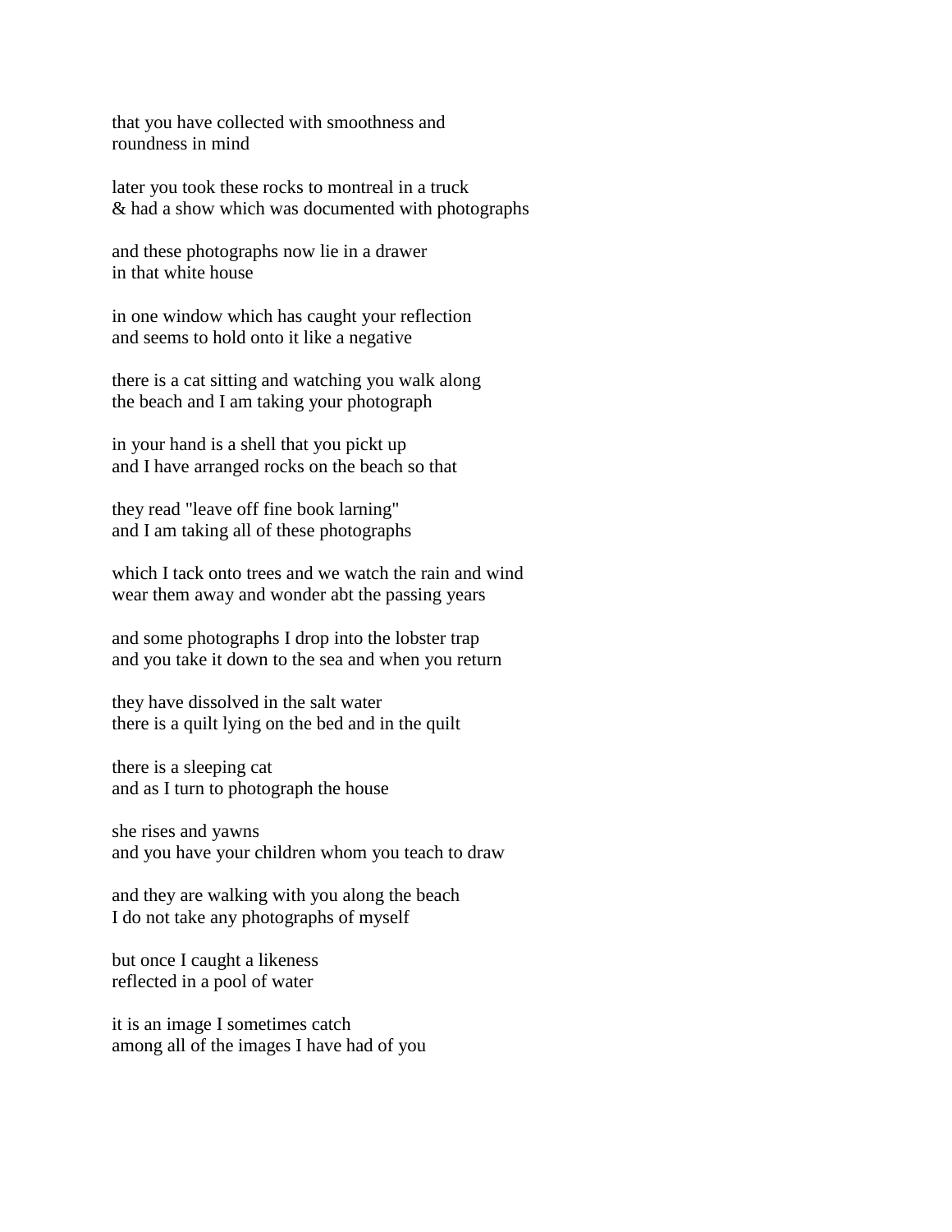that you have collected with smoothness and  
roundness in mind

later you took these rocks to montreal in a truck  
& had a show which was documented with photographs

and these photographs now lie in a drawer  
in that white house

in one window which has caught your reflection  
and seems to hold onto it like a negative

there is a cat sitting and watching you walk along  
the beach and I am taking your photograph

in your hand is a shell that you pickt up  
and I have arranged rocks on the beach so that

they read "leave off fine book larning"  
and I am taking all of these photographs

which I tack onto trees and we watch the rain and wind  
wear them away and wonder abt the passing years

and some photographs I drop into the lobster trap  
and you take it down to the sea and when you return

they have dissolved in the salt water  
there is a quilt lying on the bed and in the quilt

there is a sleeping cat  
and as I turn to photograph the house

she rises and yawns  
and you have your children whom you teach to draw

and they are walking with you along the beach  
I do not take any photographs of myself

but once I caught a likeness  
reflected in a pool of water

it is an image I sometimes catch  
among all of the images I have had of you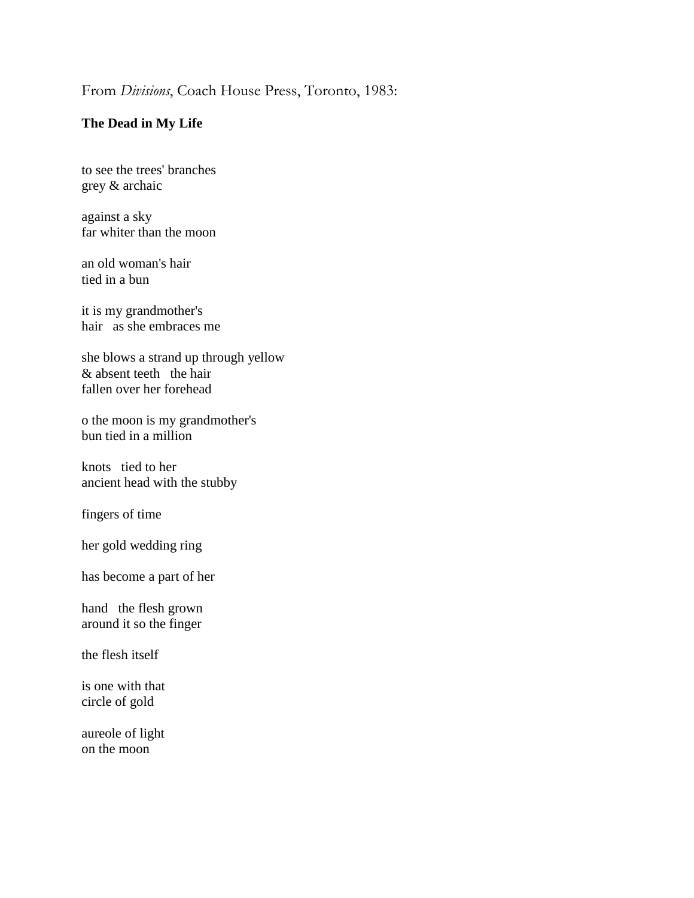From *Divisions*, Coach House Press, Toronto, 1983:

**The Dead in My Life**

to see the trees' branches
grey & archaic

against a sky
far whiter than the moon

an old woman's hair
tied in a bun

it is my grandmother's
hair   as she embraces me

she blows a strand up through yellow
& absent teeth   the hair
fallen over her forehead

o the moon is my grandmother's
bun tied in a million

knots   tied to her
ancient head with the stubby

fingers of time

her gold wedding ring

has become a part of her

hand   the flesh grown
around it so the finger

the flesh itself

is one with that
circle of gold

aureole of light
on the moon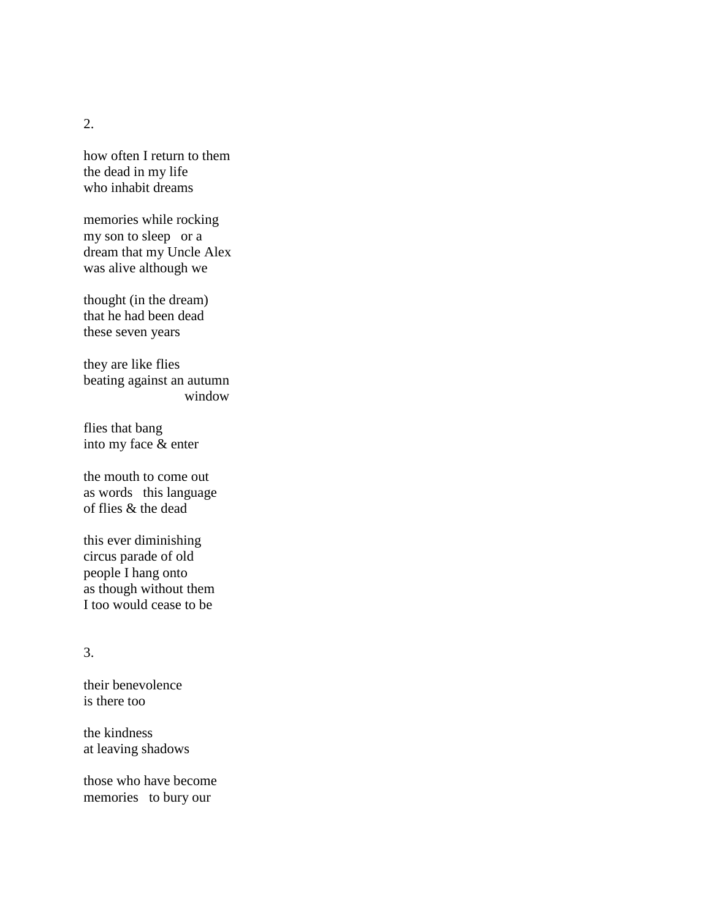2.

how often I return to them  
the dead in my life  
who inhabit dreams

memories while rocking  
my son to sleep   or a  
dream that my Uncle Alex  
was alive although we

thought (in the dream)  
that he had been dead  
these seven years

they are like flies  
beating against an autumn  
                        window

flies that bang  
into my face & enter

the mouth to come out  
as words   this language  
of flies & the dead

this ever diminishing  
circus parade of old  
people I hang onto  
as though without them  
I too would cease to be

3.

their benevolence  
is there too

the kindness  
at leaving shadows

those who have become  
memories   to bury our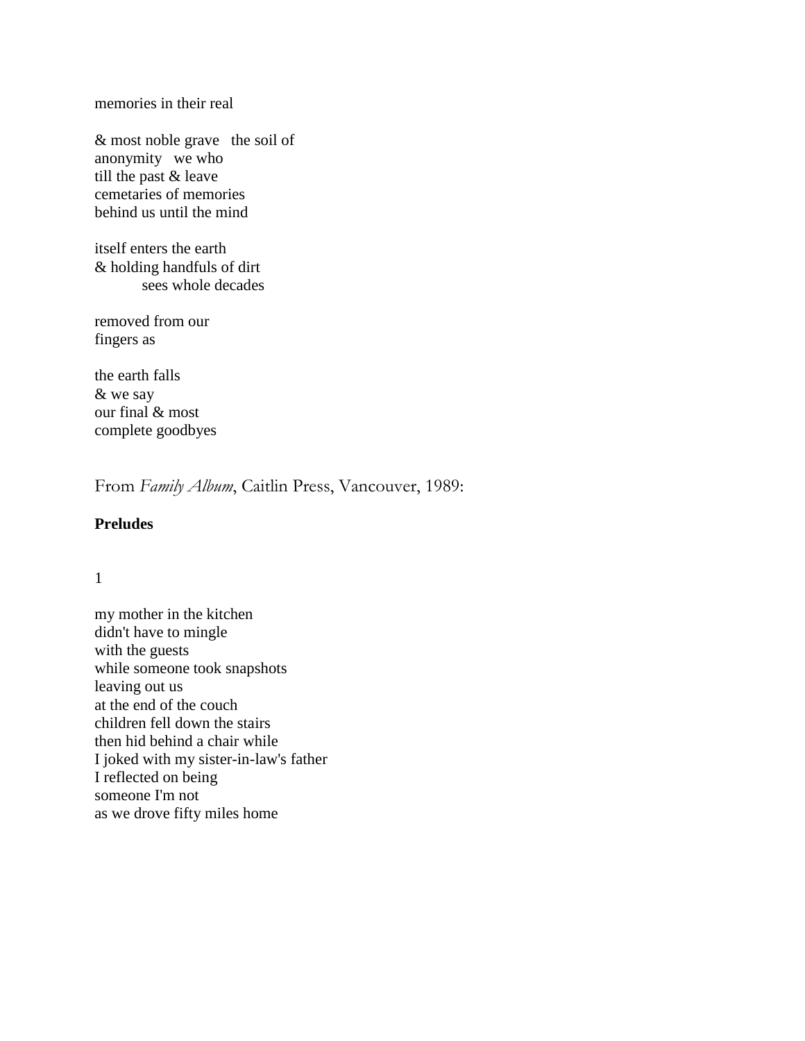memories in their real

& most noble grave   the soil of  
anonymity   we who  
till the past & leave  
cemetaries of memories  
behind us until the mind

itself enters the earth  
& holding handfuls of dirt  
          sees whole decades

removed from our  
fingers as

the earth falls  
& we say  
our final & most  
complete goodbyes

From *Family Album*, Caitlin Press, Vancouver, 1989:

**Preludes**

1

my mother in the kitchen  
didn't have to mingle  
with the guests  
while someone took snapshots  
leaving out us  
at the end of the couch  
children fell down the stairs  
then hid behind a chair while  
I joked with my sister-in-law's father  
I reflected on being  
someone I'm not  
as we drove fifty miles home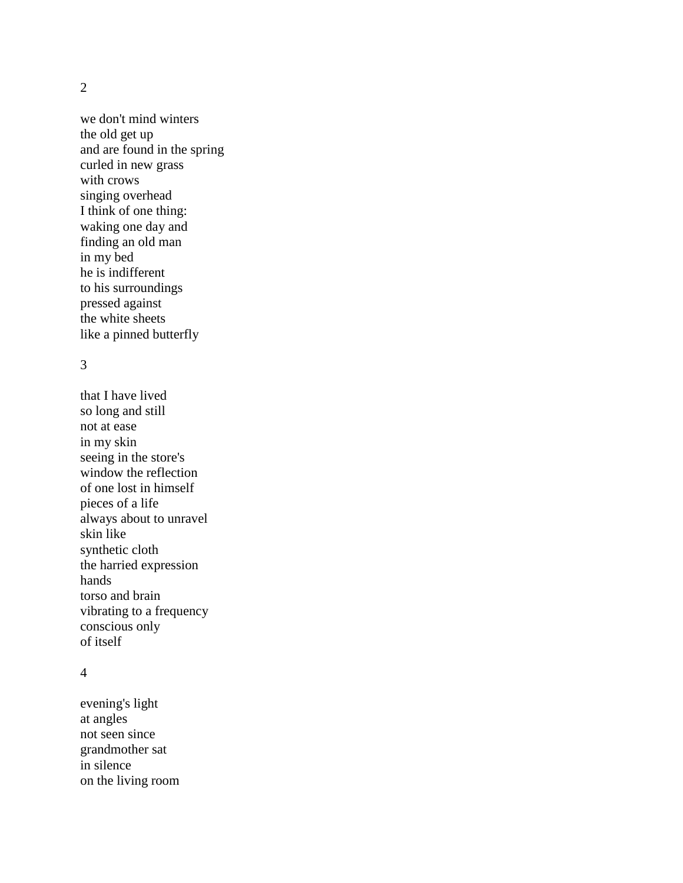2

we don't mind winters  
the old get up  
and are found in the spring  
curled in new grass  
with crows  
singing overhead  
I think of one thing:  
waking one day and  
finding an old man  
in my bed  
he is indifferent  
to his surroundings  
pressed against  
the white sheets  
like a pinned butterfly

3

that I have lived  
so long and still  
not at ease  
in my skin  
seeing in the store's  
window the reflection  
of one lost in himself  
pieces of a life  
always about to unravel  
skin like  
synthetic cloth  
the harried expression  
hands  
torso and brain  
vibrating to a frequency  
conscious only  
of itself

4

evening's light  
at angles  
not seen since  
grandmother sat  
in silence  
on the living room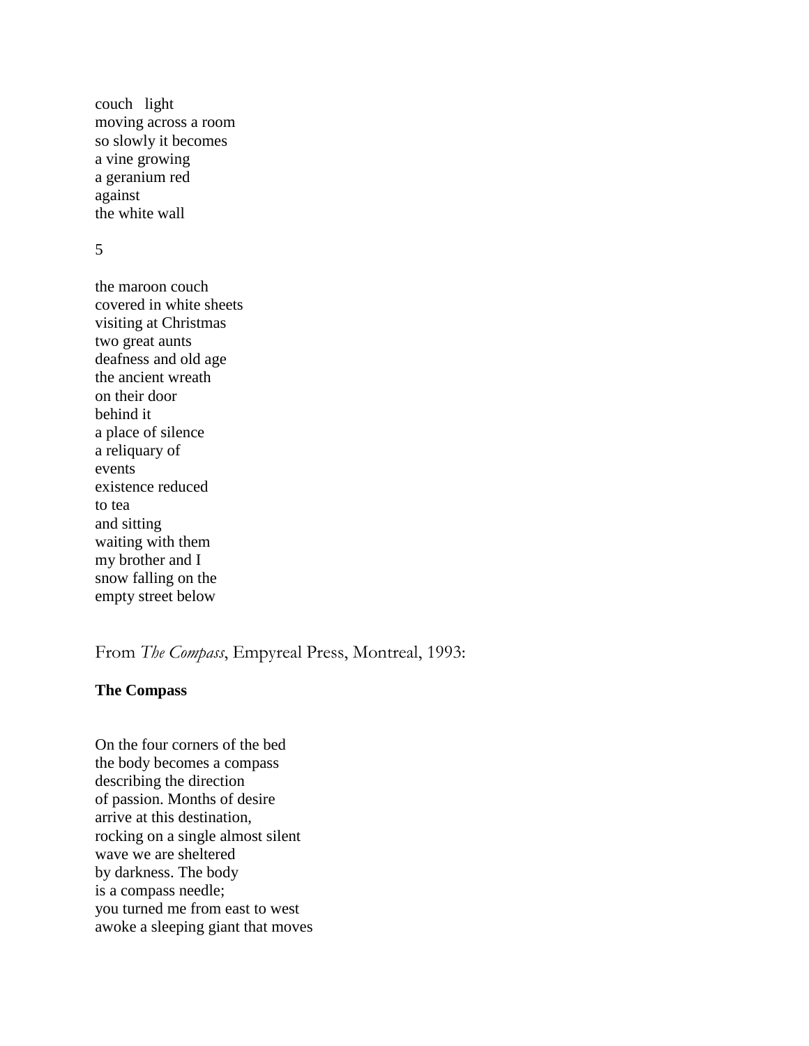couch   light
moving across a room
so slowly it becomes
a vine growing
a geranium red
against
the white wall

5

the maroon couch
covered in white sheets
visiting at Christmas
two great aunts
deafness and old age
the ancient wreath
on their door
behind it
a place of silence
a reliquary of
events
existence reduced
to tea
and sitting
waiting with them
my brother and I
snow falling on the
empty street below

From *The Compass*, Empyreal Press, Montreal, 1993:

**The Compass**

On the four corners of the bed
the body becomes a compass
describing the direction
of passion. Months of desire
arrive at this destination,
rocking on a single almost silent
wave we are sheltered
by darkness. The body
is a compass needle;
you turned me from east to west
awoke a sleeping giant that moves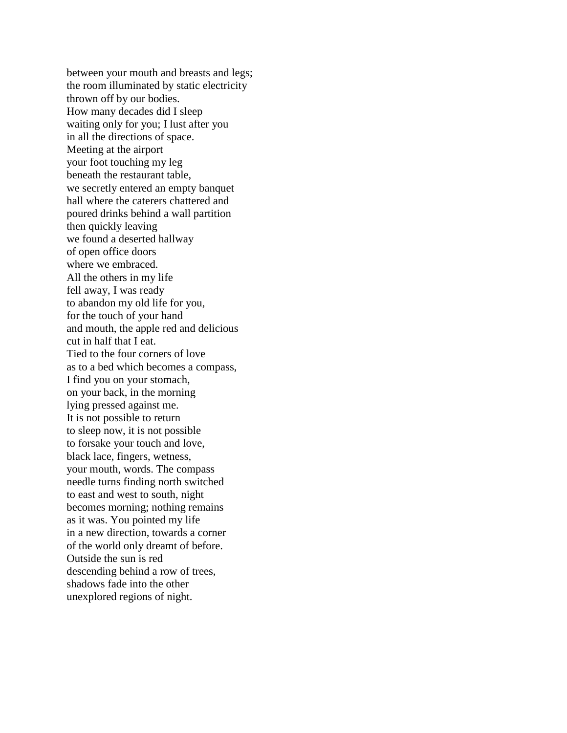between your mouth and breasts and legs;
the room illuminated by static electricity
thrown off by our bodies.
How many decades did I sleep
waiting only for you; I lust after you
in all the directions of space.
Meeting at the airport
your foot touching my leg
beneath the restaurant table,
we secretly entered an empty banquet
hall where the caterers chattered and
poured drinks behind a wall partition
then quickly leaving
we found a deserted hallway
of open office doors
where we embraced.
All the others in my life
fell away, I was ready
to abandon my old life for you,
for the touch of your hand
and mouth, the apple red and delicious
cut in half that I eat.
Tied to the four corners of love
as to a bed which becomes a compass,
I find you on your stomach,
on your back, in the morning
lying pressed against me.
It is not possible to return
to sleep now, it is not possible
to forsake your touch and love,
black lace, fingers, wetness,
your mouth, words. The compass
needle turns finding north switched
to east and west to south, night
becomes morning; nothing remains
as it was. You pointed my life
in a new direction, towards a corner
of the world only dreamt of before.
Outside the sun is red
descending behind a row of trees,
shadows fade into the other
unexplored regions of night.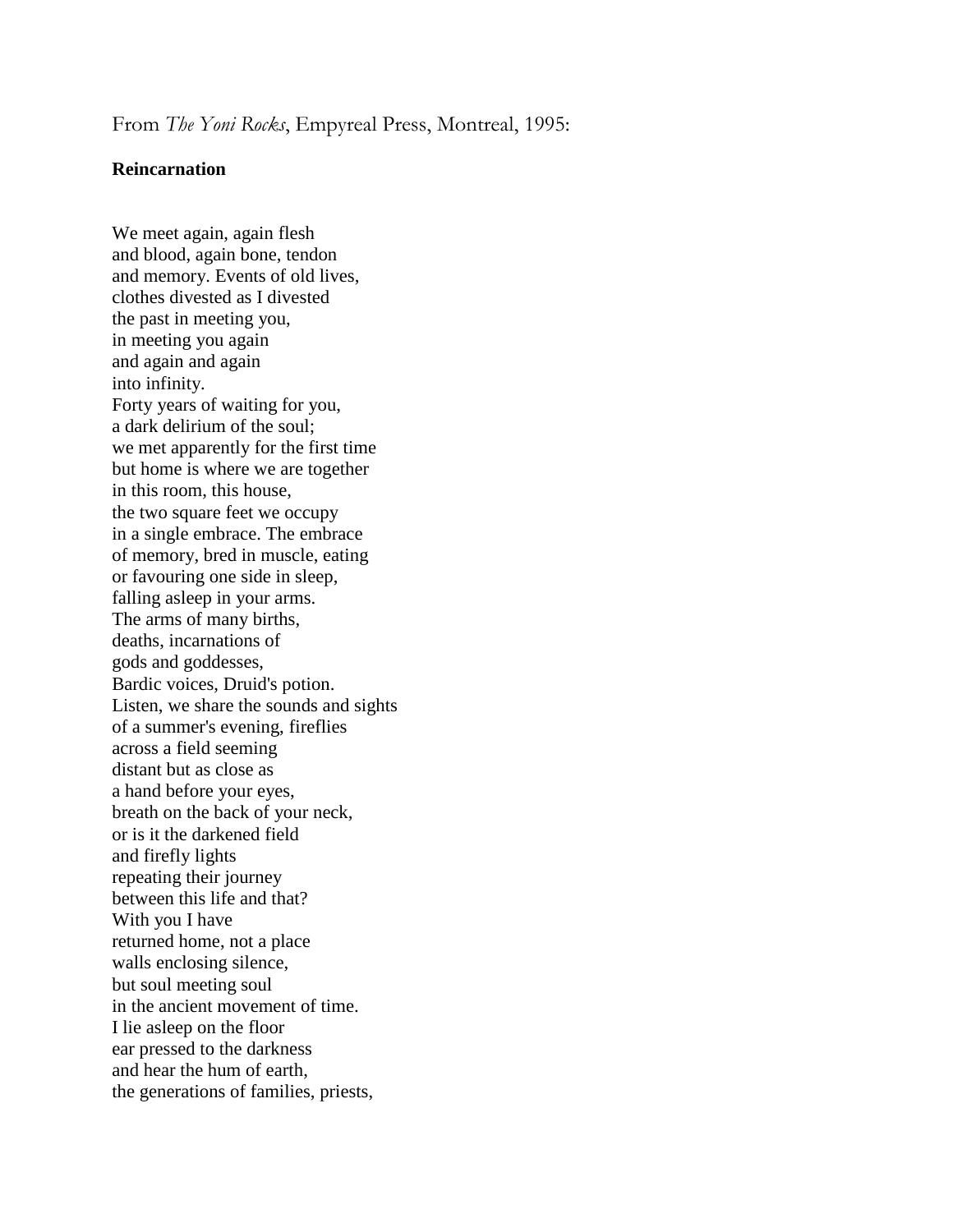From *The Yoni Rocks*, Empyreal Press, Montreal, 1995:

**Reincarnation**

We meet again, again flesh  
and blood, again bone, tendon  
and memory. Events of old lives,  
clothes divested as I divested  
the past in meeting you,  
in meeting you again  
and again and again  
into infinity.  
Forty years of waiting for you,  
a dark delirium of the soul;  
we met apparently for the first time  
but home is where we are together  
in this room, this house,  
the two square feet we occupy  
in a single embrace. The embrace  
of memory, bred in muscle, eating  
or favouring one side in sleep,  
falling asleep in your arms.  
The arms of many births,  
deaths, incarnations of  
gods and goddesses,  
Bardic voices, Druid's potion.  
Listen, we share the sounds and sights  
of a summer's evening, fireflies  
across a field seeming  
distant but as close as  
a hand before your eyes,  
breath on the back of your neck,  
or is it the darkened field  
and firefly lights  
repeating their journey  
between this life and that?  
With you I have  
returned home, not a place  
walls enclosing silence,  
but soul meeting soul  
in the ancient movement of time.  
I lie asleep on the floor  
ear pressed to the darkness  
and hear the hum of earth,  
the generations of families, priests,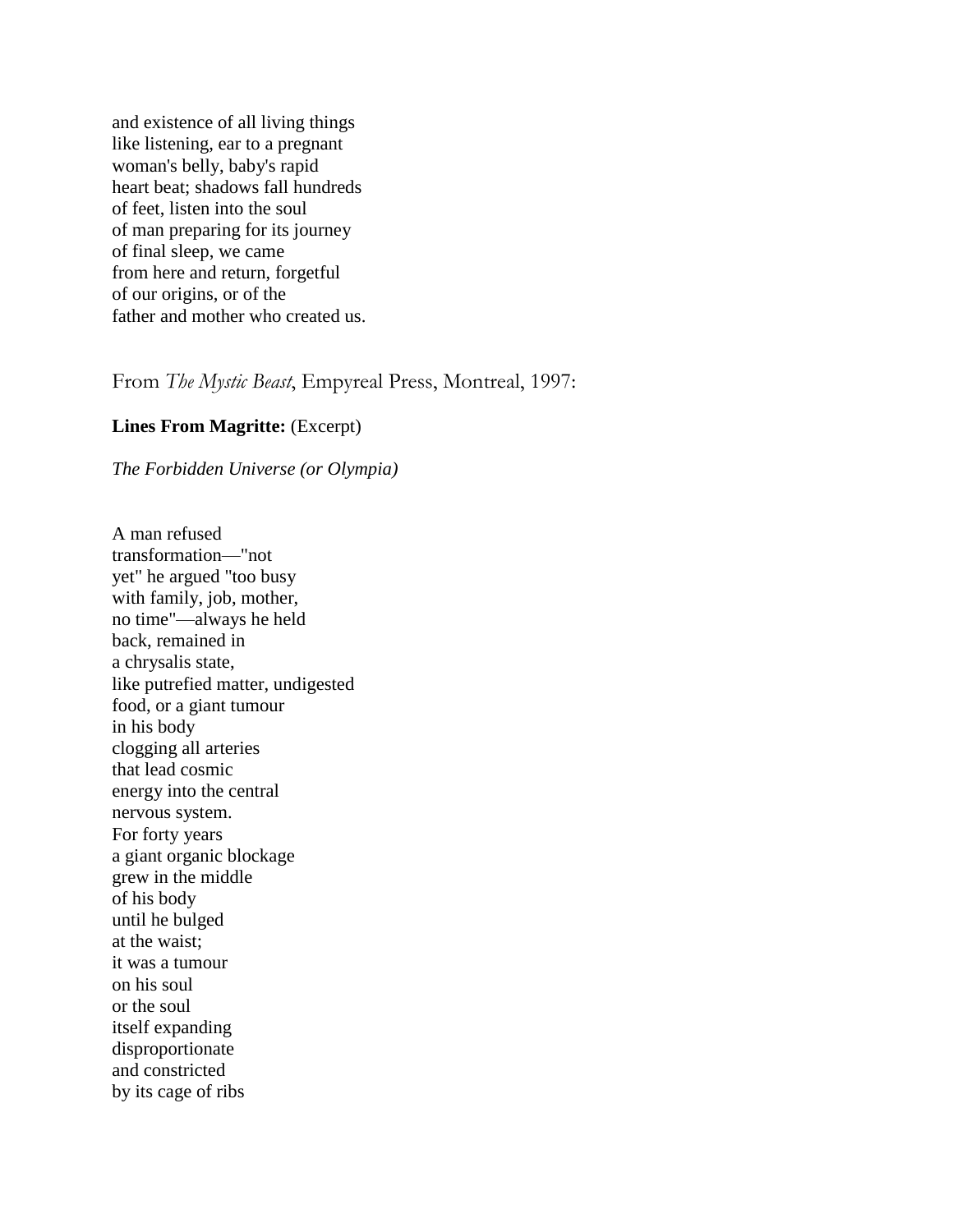and existence of all living things  
like listening, ear to a pregnant  
woman's belly, baby's rapid  
heart beat; shadows fall hundreds  
of feet, listen into the soul  
of man preparing for its journey  
of final sleep, we came  
from here and return, forgetful  
of our origins, or of the  
father and mother who created us.

From *The Mystic Beast*, Empyreal Press, Montreal, 1997:

**Lines From Magritte:** (Excerpt)

*The Forbidden Universe (or Olympia)*

A man refused  
transformation—"not  
yet" he argued "too busy  
with family, job, mother,  
no time"—always he held  
back, remained in  
a chrysalis state,  
like putrefied matter, undigested  
food, or a giant tumour  
in his body  
clogging all arteries  
that lead cosmic  
energy into the central  
nervous system.  
For forty years  
a giant organic blockage  
grew in the middle  
of his body  
until he bulged  
at the waist;  
it was a tumour  
on his soul  
or the soul  
itself expanding  
disproportionate  
and constricted  
by its cage of ribs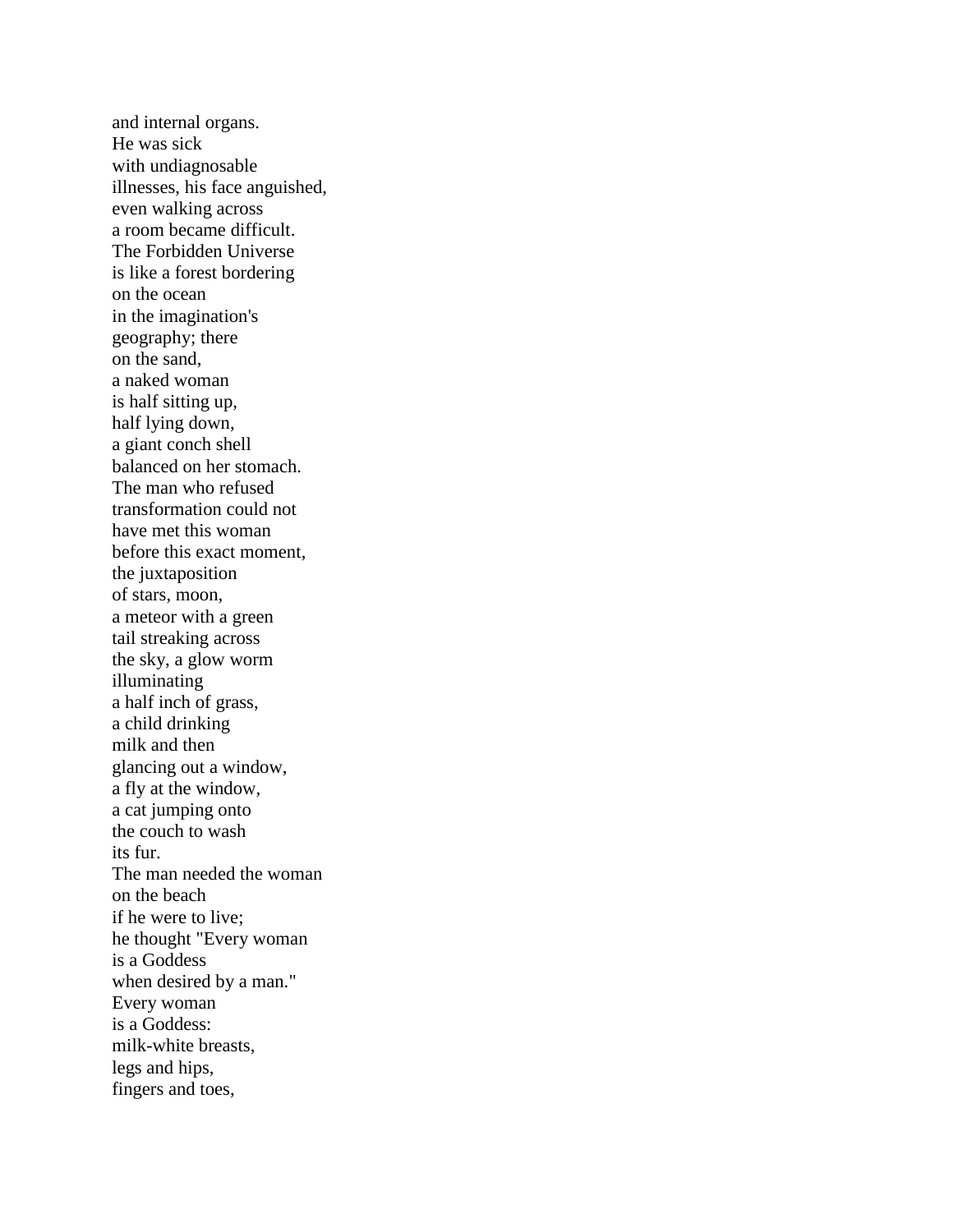and internal organs.  
He was sick  
with undiagnosable  
illnesses, his face anguished,  
even walking across  
a room became difficult.  
The Forbidden Universe  
is like a forest bordering  
on the ocean  
in the imagination's  
geography; there  
on the sand,  
a naked woman  
is half sitting up,  
half lying down,  
a giant conch shell  
balanced on her stomach.  
The man who refused  
transformation could not  
have met this woman  
before this exact moment,  
the juxtaposition  
of stars, moon,  
a meteor with a green  
tail streaking across  
the sky, a glow worm  
illuminating  
a half inch of grass,  
a child drinking  
milk and then  
glancing out a window,  
a fly at the window,  
a cat jumping onto  
the couch to wash  
its fur.  
The man needed the woman  
on the beach  
if he were to live;  
he thought "Every woman  
is a Goddess  
when desired by a man."  
Every woman  
is a Goddess:  
milk-white breasts,  
legs and hips,  
fingers and toes,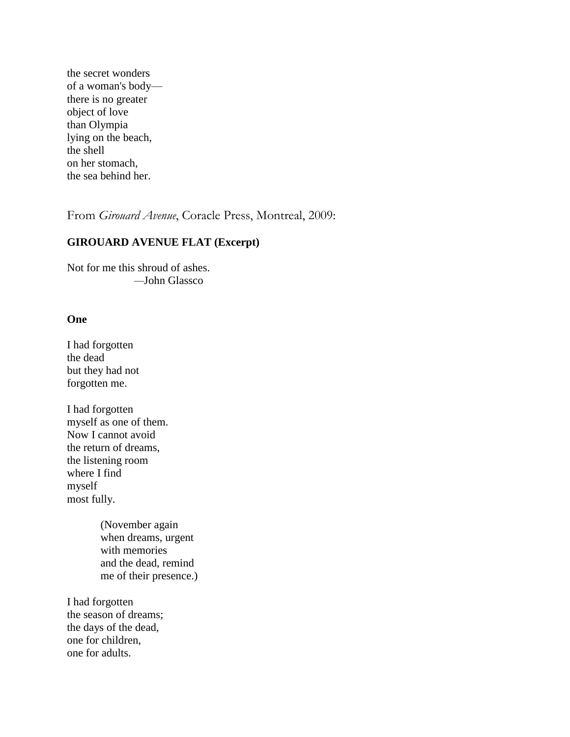the secret wonders  
of a woman's body—  
there is no greater  
object of love  
than Olympia  
lying on the beach,  
the shell  
on her stomach,  
the sea behind her.

From *Girouard Avenue*, Coracle Press, Montreal, 2009:

**GIROUARD AVENUE FLAT (Excerpt)**

Not for me this shroud of ashes.  
—John Glassco

**One**

I had forgotten  
the dead  
but they had not  
forgotten me.

I had forgotten  
myself as one of them.  
Now I cannot avoid  
the return of dreams,  
the listening room  
where I find  
myself  
most fully.

> (November again  
> when dreams, urgent  
> with memories  
> and the dead, remind  
> me of their presence.)

I had forgotten  
the season of dreams;  
the days of the dead,  
one for children,  
one for adults.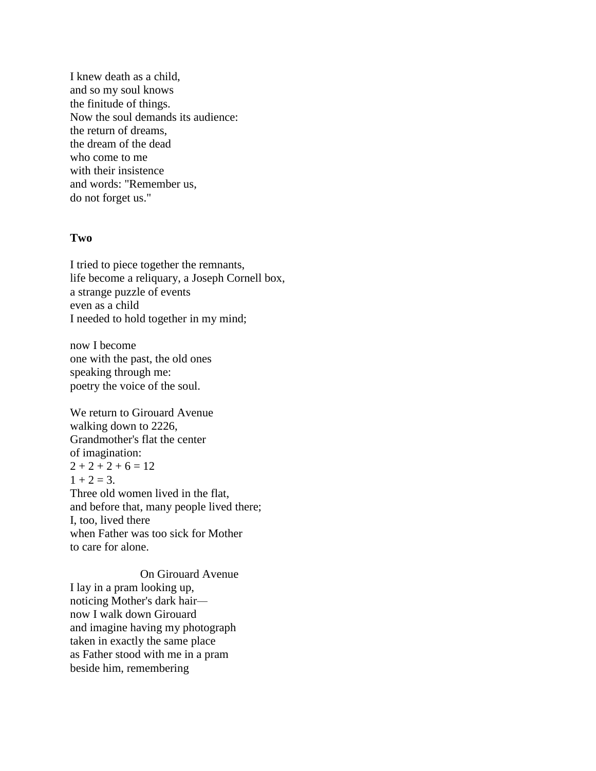I knew death as a child,  
and so my soul knows  
the finitude of things.  
Now the soul demands its audience:  
the return of dreams,  
the dream of the dead  
who come to me  
with their insistence  
and words: "Remember us,  
do not forget us."

**Two**

I tried to piece together the remnants,  
life become a reliquary, a Joseph Cornell box,  
a strange puzzle of events  
even as a child  
I needed to hold together in my mind;

now I become  
one with the past, the old ones  
speaking through me:  
poetry the voice of the soul.

We return to Girouard Avenue  
walking down to 2226,  
Grandmother's flat the center  
of imagination:  
2 + 2 + 2 + 6 = 12  
1 + 2 = 3.  
Three old women lived in the flat,  
and before that, many people lived there;  
I, too, lived there  
when Father was too sick for Mother  
to care for alone.

                    On Girouard Avenue  
I lay in a pram looking up,  
noticing Mother's dark hair—  
now I walk down Girouard  
and imagine having my photograph  
taken in exactly the same place  
as Father stood with me in a pram  
beside him, remembering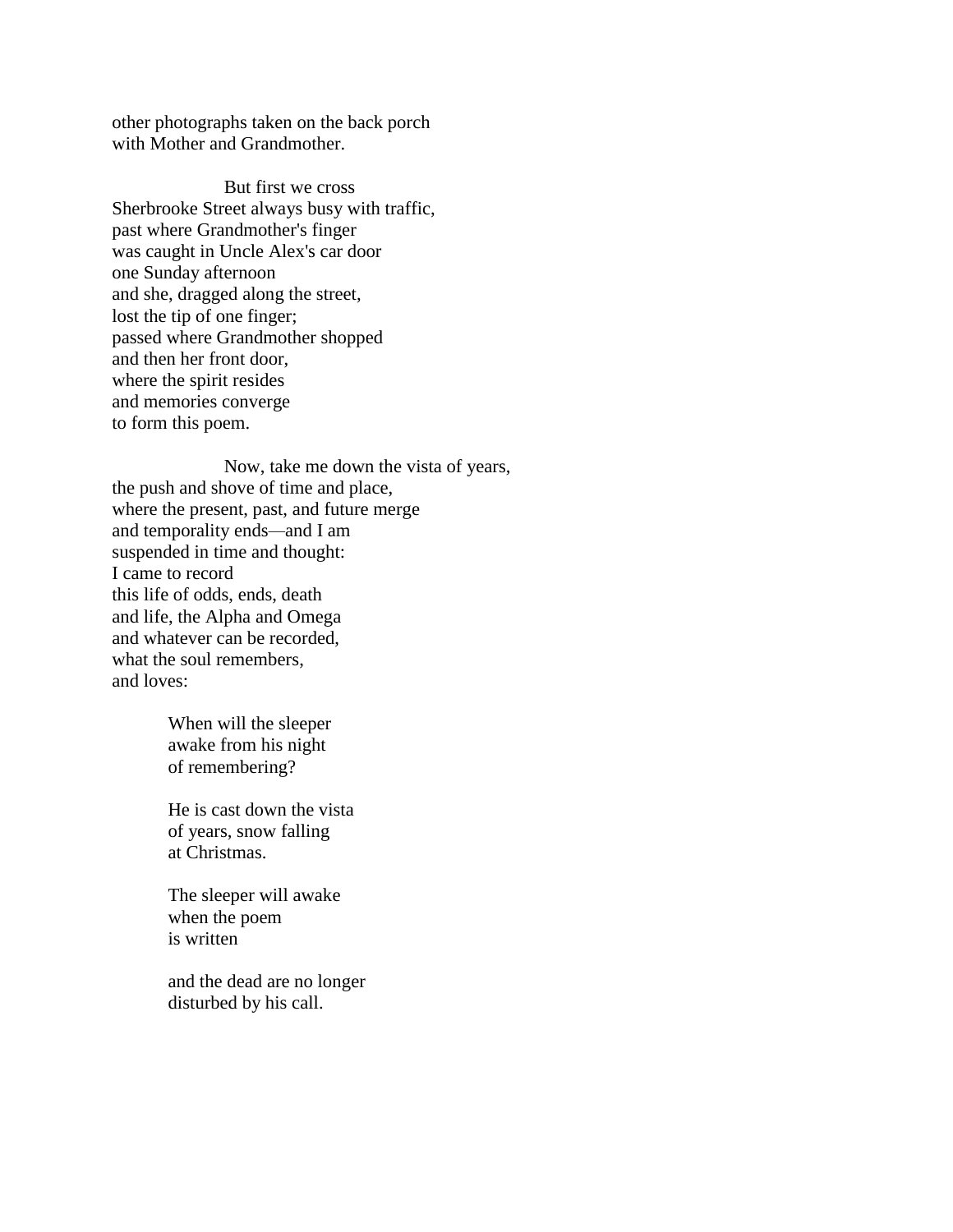other photographs taken on the back porch
with Mother and Grandmother.

                    But first we cross
Sherbrooke Street always busy with traffic,
past where Grandmother's finger
was caught in Uncle Alex's car door
one Sunday afternoon
and she, dragged along the street,
lost the tip of one finger;
passed where Grandmother shopped
and then her front door,
where the spirit resides
and memories converge
to form this poem.

                    Now, take me down the vista of years,
the push and shove of time and place,
where the present, past, and future merge
and temporality ends—and I am
suspended in time and thought:
I came to record
this life of odds, ends, death
and life, the Alpha and Omega
and whatever can be recorded,
what the soul remembers,
and loves:

> When will the sleeper
> awake from his night
> of remembering?
>
> He is cast down the vista
> of years, snow falling
> at Christmas.
>
> The sleeper will awake
> when the poem
> is written
>
> and the dead are no longer
> disturbed by his call.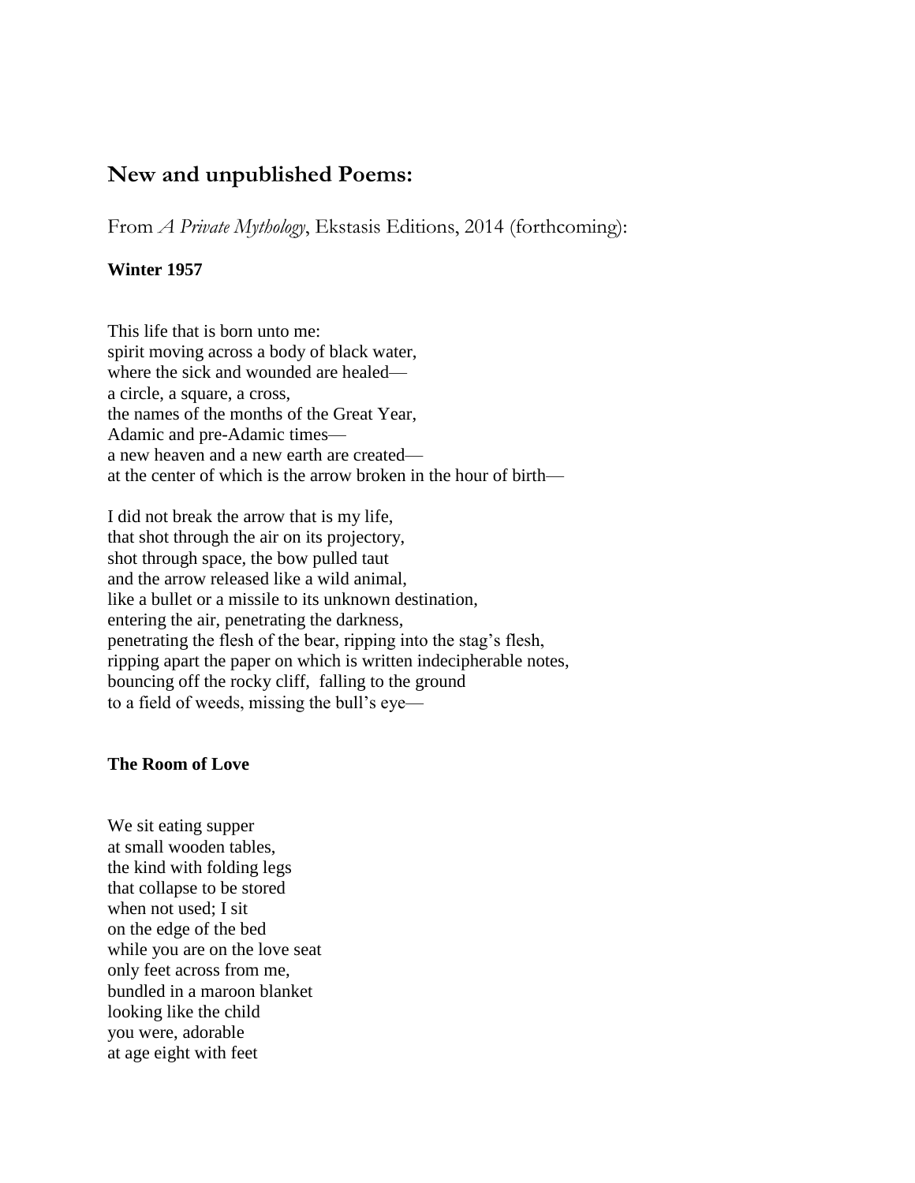## New and unpublished Poems:

From *A Private Mythology*, Ekstasis Editions, 2014 (forthcoming):

**Winter 1957**

This life that is born unto me:  
spirit moving across a body of black water,  
where the sick and wounded are healed—  
a circle, a square, a cross,  
the names of the months of the Great Year,  
Adamic and pre-Adamic times—  
a new heaven and a new earth are created—  
at the center of which is the arrow broken in the hour of birth—

I did not break the arrow that is my life,  
that shot through the air on its projectory,  
shot through space, the bow pulled taut  
and the arrow released like a wild animal,  
like a bullet or a missile to its unknown destination,  
entering the air, penetrating the darkness,  
penetrating the flesh of the bear, ripping into the stag's flesh,  
ripping apart the paper on which is written indecipherable notes,  
bouncing off the rocky cliff, falling to the ground  
to a field of weeds, missing the bull's eye—

**The Room of Love**

We sit eating supper  
at small wooden tables,  
the kind with folding legs  
that collapse to be stored  
when not used; I sit  
on the edge of the bed  
while you are on the love seat  
only feet across from me,  
bundled in a maroon blanket  
looking like the child  
you were, adorable  
at age eight with feet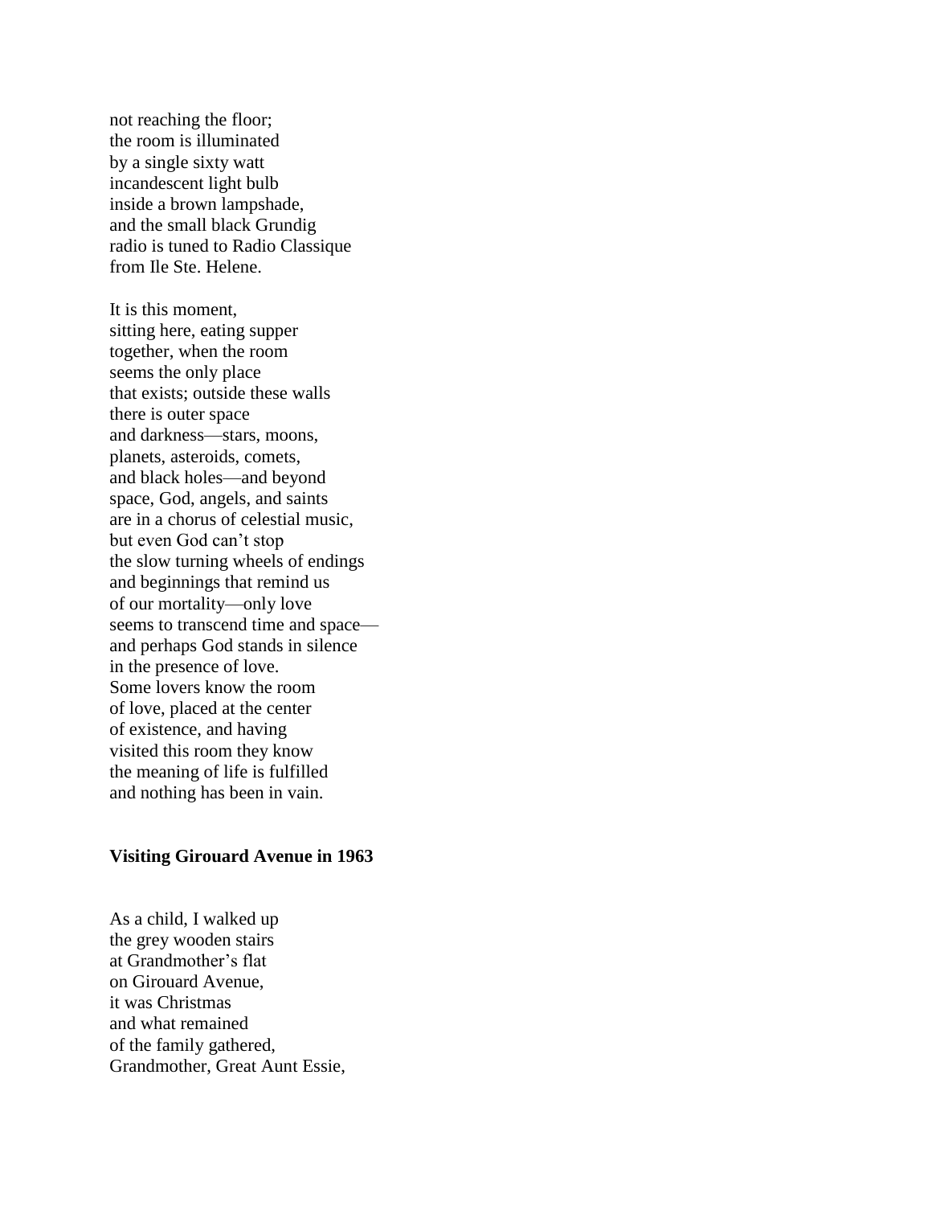not reaching the floor;  
the room is illuminated  
by a single sixty watt  
incandescent light bulb  
inside a brown lampshade,  
and the small black Grundig  
radio is tuned to Radio Classique  
from Ile Ste. Helene.

It is this moment,  
sitting here, eating supper  
together, when the room  
seems the only place  
that exists; outside these walls  
there is outer space  
and darkness—stars, moons,  
planets, asteroids, comets,  
and black holes—and beyond  
space, God, angels, and saints  
are in a chorus of celestial music,  
but even God can't stop  
the slow turning wheels of endings  
and beginnings that remind us  
of our mortality—only love  
seems to transcend time and space—  
and perhaps God stands in silence  
in the presence of love.  
Some lovers know the room  
of love, placed at the center  
of existence, and having  
visited this room they know  
the meaning of life is fulfilled  
and nothing has been in vain.

**Visiting Girouard Avenue in 1963**

As a child, I walked up  
the grey wooden stairs  
at Grandmother's flat  
on Girouard Avenue,  
it was Christmas  
and what remained  
of the family gathered,  
Grandmother, Great Aunt Essie,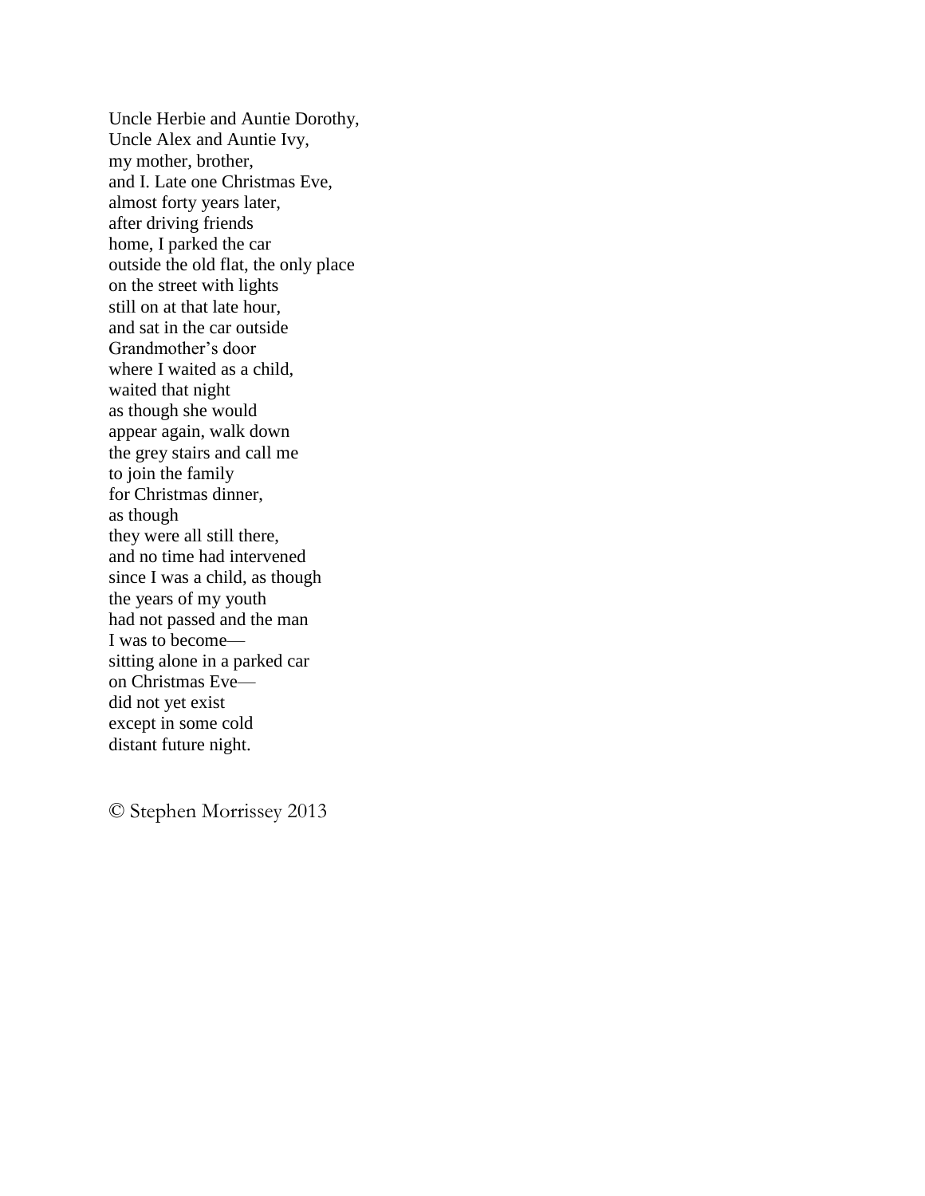Uncle Herbie and Auntie Dorothy,  
Uncle Alex and Auntie Ivy,  
my mother, brother,  
and I. Late one Christmas Eve,  
almost forty years later,  
after driving friends  
home, I parked the car  
outside the old flat, the only place  
on the street with lights  
still on at that late hour,  
and sat in the car outside  
Grandmother's door  
where I waited as a child,  
waited that night  
as though she would  
appear again, walk down  
the grey stairs and call me  
to join the family  
for Christmas dinner,  
as though  
they were all still there,  
and no time had intervened  
since I was a child, as though  
the years of my youth  
had not passed and the man  
I was to become—  
sitting alone in a parked car  
on Christmas Eve—  
did not yet exist  
except in some cold  
distant future night.

© Stephen Morrissey 2013